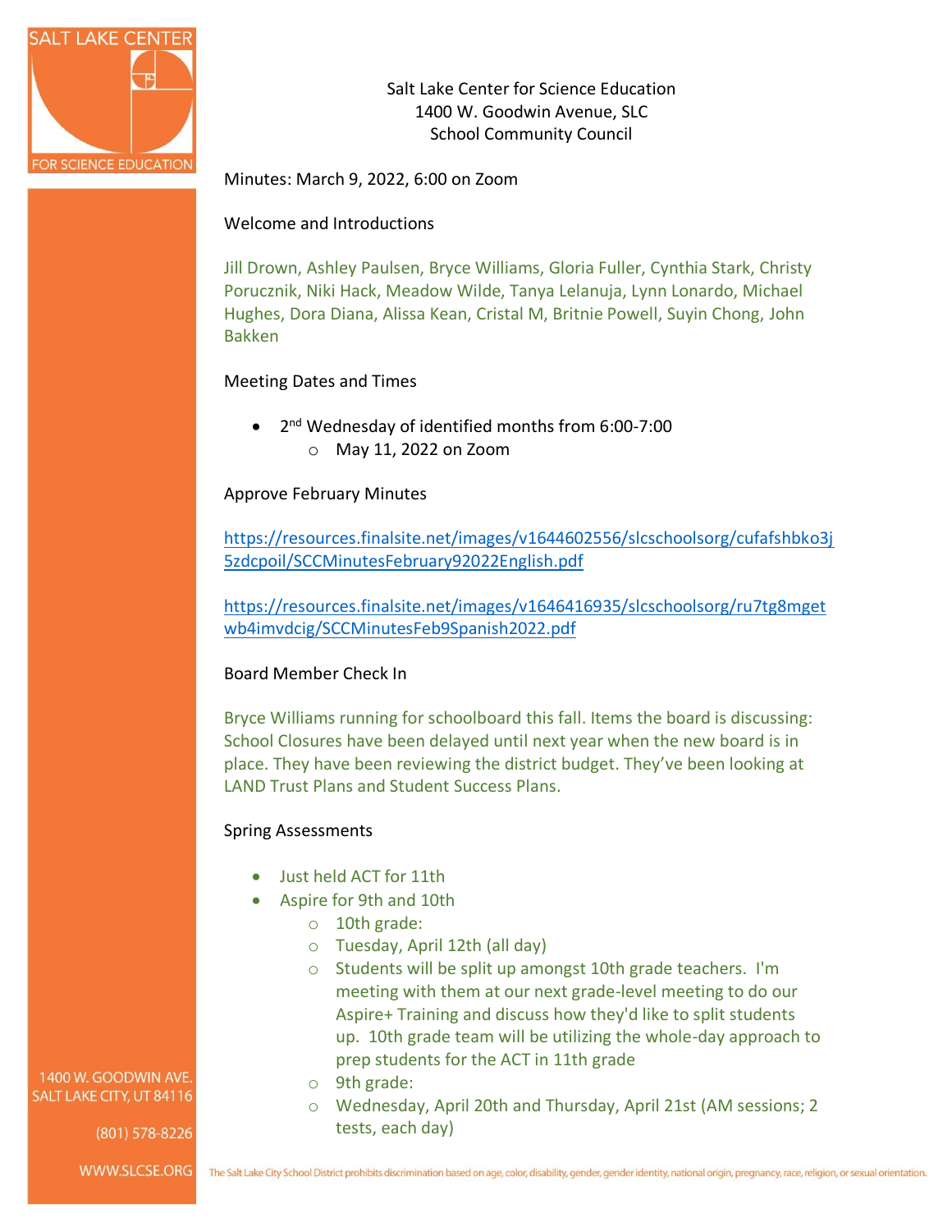Salt Lake Center for Science Education
1400 W. Goodwin Avenue, SLC
School Community Council

Minutes: March 9, 2022, 6:00 on Zoom

Welcome and Introductions

Jill Drown, Ashley Paulsen, Bryce Williams, Gloria Fuller, Cynthia Stark, Christy Porucznik, Niki Hack, Meadow Wilde, Tanya Lelanuja, Lynn Lonardo, Michael Hughes, Dora Diana, Alissa Kean, Cristal M, Britnie Powell, Suyin Chong, John Bakken

Meeting Dates and Times

- 2nd Wednesday of identified months from 6:00-7:00
  - May 11, 2022 on Zoom

Approve February Minutes

https://resources.finalsite.net/images/v1644602556/slcschoolsorg/cufafshbko3j5zdcpoil/SCCMinutesFebruary92022English.pdf

https://resources.finalsite.net/images/v1646416935/slcschoolsorg/ru7tg8mgetwb4imvdcig/SCCMinutesFeb9Spanish2022.pdf

Board Member Check In

Bryce Williams running for schoolboard this fall. Items the board is discussing: School Closures have been delayed until next year when the new board is in place. They have been reviewing the district budget. They've been looking at LAND Trust Plans and Student Success Plans.

Spring Assessments

- Just held ACT for 11th
- Aspire for 9th and 10th
  - 10th grade:
  - Tuesday, April 12th (all day)
  - Students will be split up amongst 10th grade teachers. I'm meeting with them at our next grade-level meeting to do our Aspire+ Training and discuss how they'd like to split students up. 10th grade team will be utilizing the whole-day approach to prep students for the ACT in 11th grade
  - 9th grade:
  - Wednesday, April 20th and Thursday, April 21st (AM sessions; 2 tests, each day)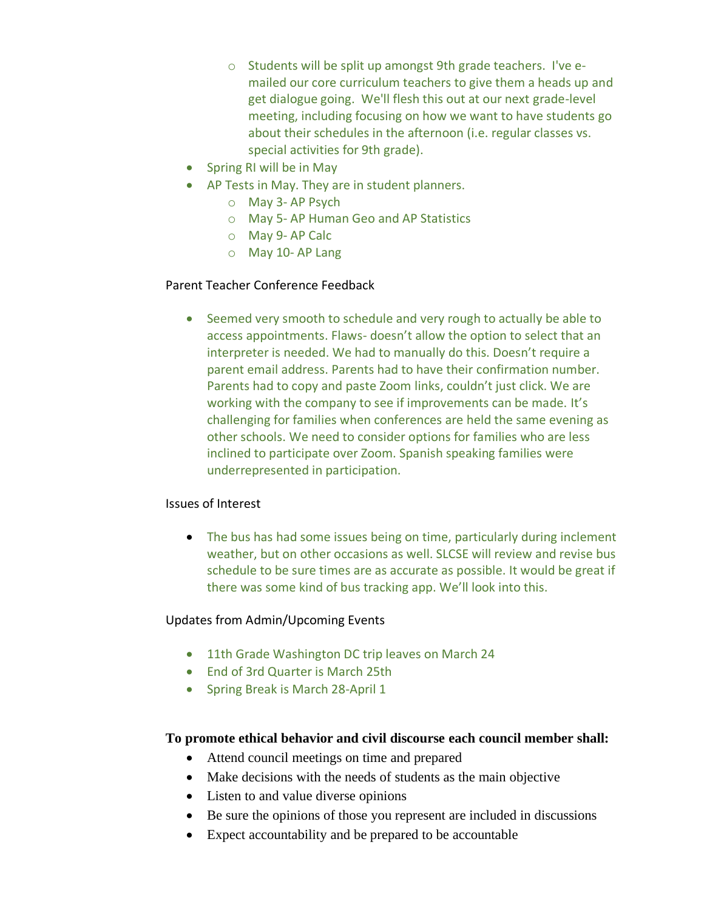- Students will be split up amongst 9th grade teachers. I've e-mailed our core curriculum teachers to give them a heads up and get dialogue going. We'll flesh this out at our next grade-level meeting, including focusing on how we want to have students go about their schedules in the afternoon (i.e. regular classes vs. special activities for 9th grade).
- Spring RI will be in May
- AP Tests in May. They are in student planners.
    - May 3- AP Psych
    - May 5- AP Human Geo and AP Statistics
    - May 9- AP Calc
    - May 10- AP Lang

Parent Teacher Conference Feedback

- Seemed very smooth to schedule and very rough to actually be able to access appointments. Flaws- doesn't allow the option to select that an interpreter is needed. We had to manually do this. Doesn't require a parent email address. Parents had to have their confirmation number. Parents had to copy and paste Zoom links, couldn't just click. We are working with the company to see if improvements can be made. It's challenging for families when conferences are held the same evening as other schools. We need to consider options for families who are less inclined to participate over Zoom. Spanish speaking families were underrepresented in participation.

Issues of Interest

- The bus has had some issues being on time, particularly during inclement weather, but on other occasions as well. SLCSE will review and revise bus schedule to be sure times are as accurate as possible. It would be great if there was some kind of bus tracking app. We'll look into this.

Updates from Admin/Upcoming Events

- 11th Grade Washington DC trip leaves on March 24
- End of 3rd Quarter is March 25th
- Spring Break is March 28-April 1

**To promote ethical behavior and civil discourse each council member shall:**

- Attend council meetings on time and prepared
- Make decisions with the needs of students as the main objective
- Listen to and value diverse opinions
- Be sure the opinions of those you represent are included in discussions
- Expect accountability and be prepared to be accountable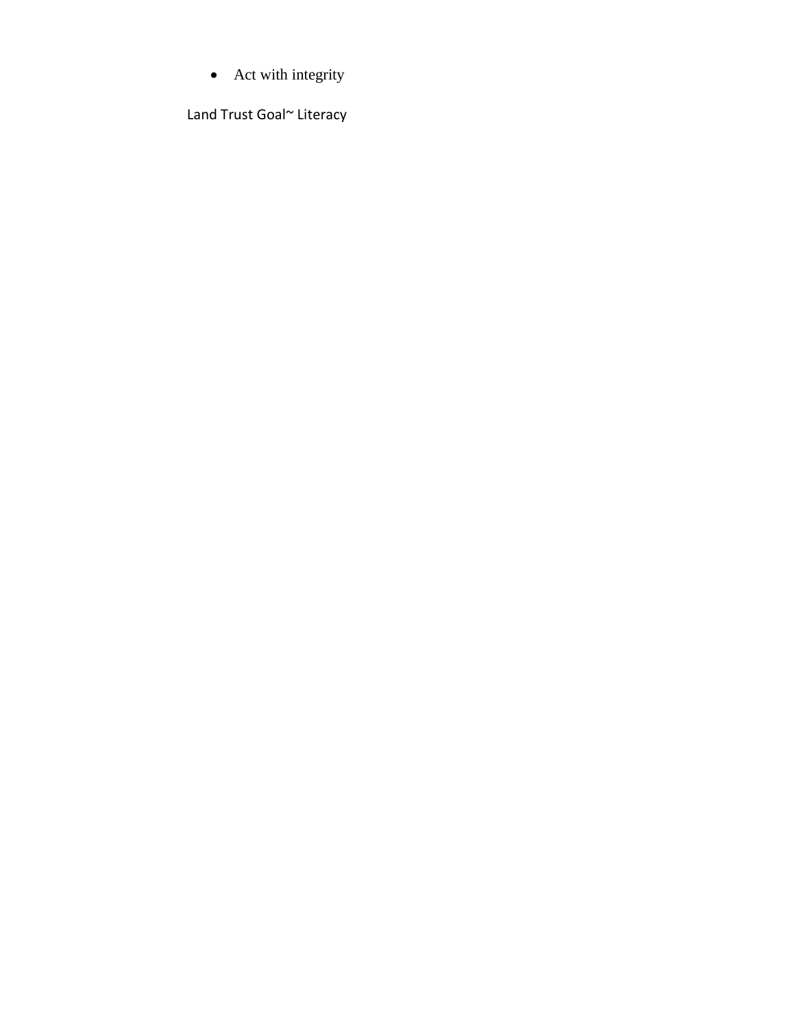- Act with integrity

Land Trust Goal~ Literacy